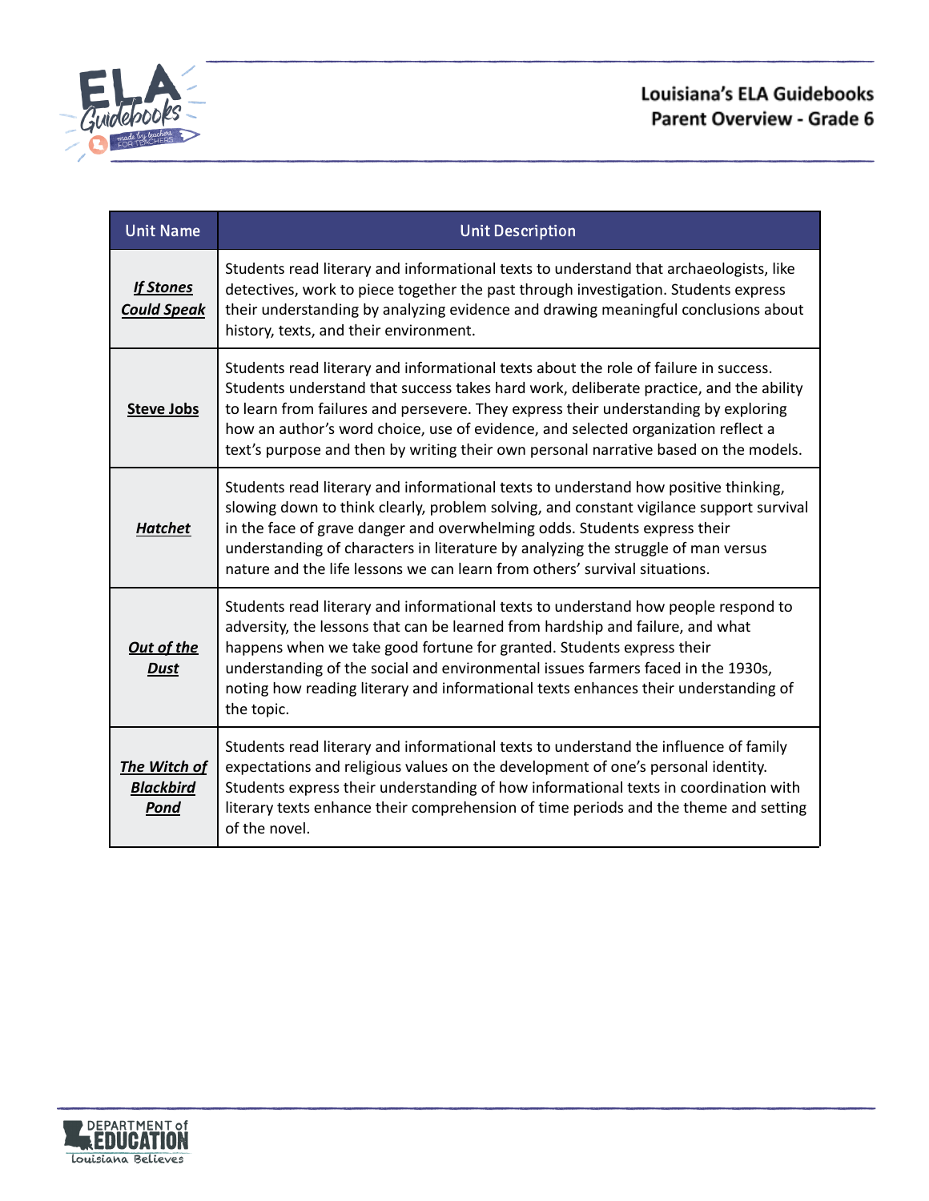# Louisiana's ELA Guidebooks
## Parent Overview - Grade 6

| Unit Name | Unit Description |
|---|---|
| ***If Stones Could Speak*** | Students read literary and informational texts to understand that archaeologists, like detectives, work to piece together the past through investigation. Students express their understanding by analyzing evidence and drawing meaningful conclusions about history, texts, and their environment. |
| **Steve Jobs** | Students read literary and informational texts about the role of failure in success. Students understand that success takes hard work, deliberate practice, and the ability to learn from failures and persevere. They express their understanding by exploring how an author's word choice, use of evidence, and selected organization reflect a text's purpose and then by writing their own personal narrative based on the models. |
| ***Hatchet*** | Students read literary and informational texts to understand how positive thinking, slowing down to think clearly, problem solving, and constant vigilance support survival in the face of grave danger and overwhelming odds. Students express their understanding of characters in literature by analyzing the struggle of man versus nature and the life lessons we can learn from others' survival situations. |
| ***Out of the Dust*** | Students read literary and informational texts to understand how people respond to adversity, the lessons that can be learned from hardship and failure, and what happens when we take good fortune for granted. Students express their understanding of the social and environmental issues farmers faced in the 1930s, noting how reading literary and informational texts enhances their understanding of the topic. |
| ***The Witch of Blackbird Pond*** | Students read literary and informational texts to understand the influence of family expectations and religious values on the development of one's personal identity. Students express their understanding of how informational texts in coordination with literary texts enhance their comprehension of time periods and the theme and setting of the novel. |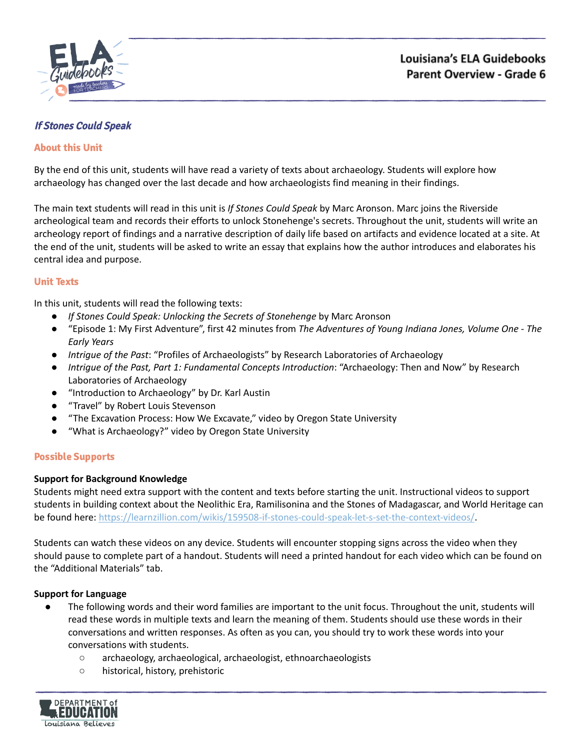## *If Stones Could Speak*

### About this Unit

By the end of this unit, students will have read a variety of texts about archaeology. Students will explore how archaeology has changed over the last decade and how archaeologists find meaning in their findings.

The main text students will read in this unit is *If Stones Could Speak* by Marc Aronson. Marc joins the Riverside archeological team and records their efforts to unlock Stonehenge's secrets. Throughout the unit, students will write an archeology report of findings and a narrative description of daily life based on artifacts and evidence located at a site. At the end of the unit, students will be asked to write an essay that explains how the author introduces and elaborates his central idea and purpose.

### Unit Texts

In this unit, students will read the following texts:

- *If Stones Could Speak: Unlocking the Secrets of Stonehenge* by Marc Aronson
- "Episode 1: My First Adventure", first 42 minutes from *The Adventures of Young Indiana Jones, Volume One - The Early Years*
- *Intrigue of the Past*: "Profiles of Archaeologists" by Research Laboratories of Archaeology
- *Intrigue of the Past, Part 1: Fundamental Concepts Introduction*: "Archaeology: Then and Now" by Research Laboratories of Archaeology
- "Introduction to Archaeology" by Dr. Karl Austin
- "Travel" by Robert Louis Stevenson
- "The Excavation Process: How We Excavate," video by Oregon State University
- "What is Archaeology?" video by Oregon State University

### Possible Supports

**Support for Background Knowledge**

Students might need extra support with the content and texts before starting the unit. Instructional videos to support students in building context about the Neolithic Era, Ramilisonina and the Stones of Madagascar, and World Heritage can be found here: https://learnzillion.com/wikis/159508-if-stones-could-speak-let-s-set-the-context-videos/.

Students can watch these videos on any device. Students will encounter stopping signs across the video when they should pause to complete part of a handout. Students will need a printed handout for each video which can be found on the "Additional Materials" tab.

**Support for Language**

- The following words and their word families are important to the unit focus. Throughout the unit, students will read these words in multiple texts and learn the meaning of them. Students should use these words in their conversations and written responses. As often as you can, you should try to work these words into your conversations with students.
  - archaeology, archaeological, archaeologist, ethnoarchaeologists
  - historical, history, prehistoric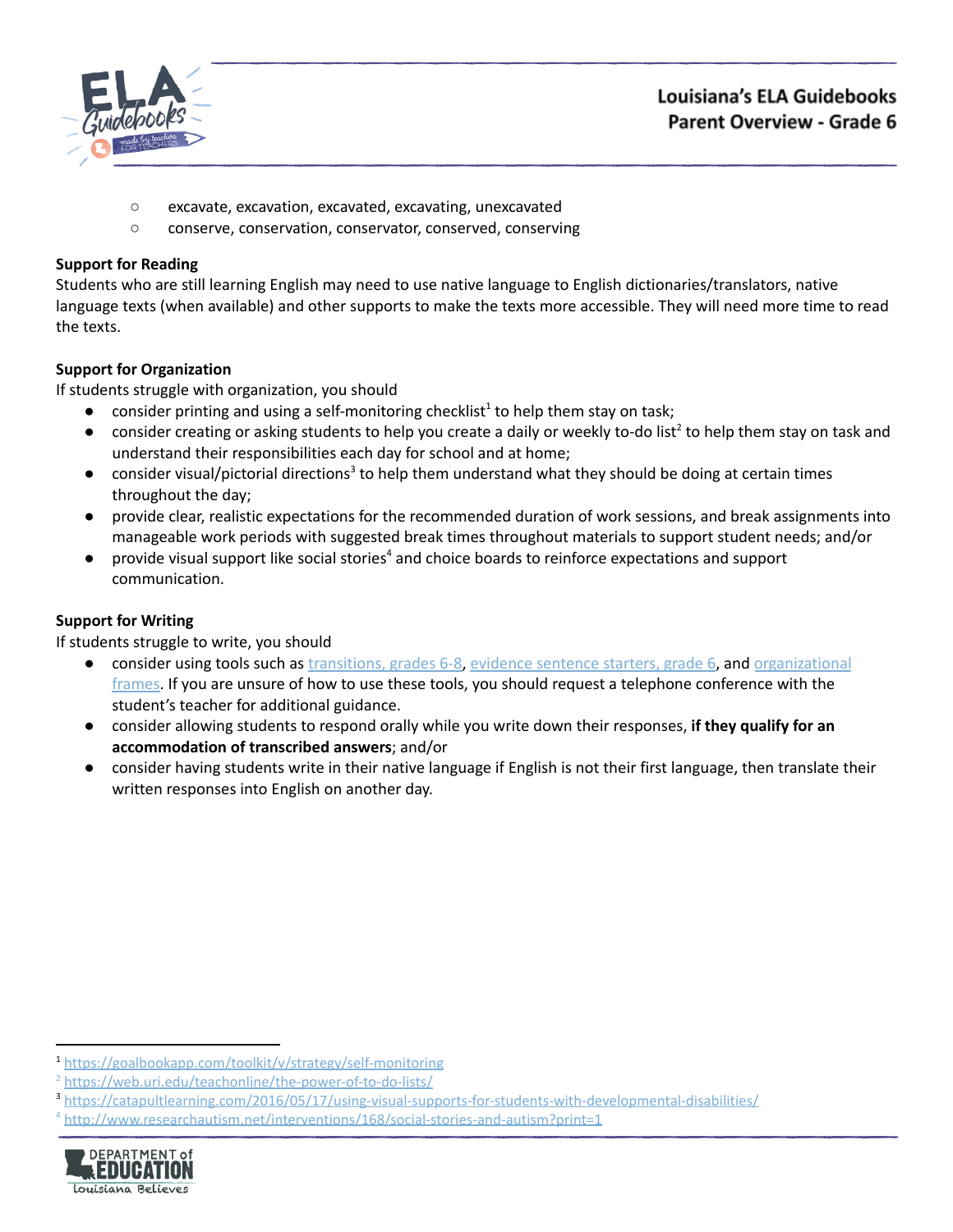- excavate, excavation, excavated, excavating, unexcavated
  - conserve, conservation, conservator, conserved, conserving

**Support for Reading**

Students who are still learning English may need to use native language to English dictionaries/translators, native language texts (when available) and other supports to make the texts more accessible. They will need more time to read the texts.

**Support for Organization**

If students struggle with organization, you should

- consider printing and using a self-monitoring checklist[1] to help them stay on task;
- consider creating or asking students to help you create a daily or weekly to-do list[2] to help them stay on task and understand their responsibilities each day for school and at home;
- consider visual/pictorial directions[3] to help them understand what they should be doing at certain times throughout the day;
- provide clear, realistic expectations for the recommended duration of work sessions, and break assignments into manageable work periods with suggested break times throughout materials to support student needs; and/or
- provide visual support like social stories[4] and choice boards to reinforce expectations and support communication.

**Support for Writing**

If students struggle to write, you should

- consider using tools such as transitions, grades 6-8, evidence sentence starters, grade 6, and organizational frames. If you are unsure of how to use these tools, you should request a telephone conference with the student's teacher for additional guidance.
- consider allowing students to respond orally while you write down their responses, **if they qualify for an accommodation of transcribed answers**; and/or
- consider having students write in their native language if English is not their first language, then translate their written responses into English on another day.

[1] https://goalbookapp.com/toolkit/v/strategy/self-monitoring
[2] https://web.uri.edu/teachonline/the-power-of-to-do-lists/
[3] https://catapultlearning.com/2016/05/17/using-visual-supports-for-students-with-developmental-disabilities/
[4] http://www.researchautism.net/interventions/168/social-stories-and-autism?print=1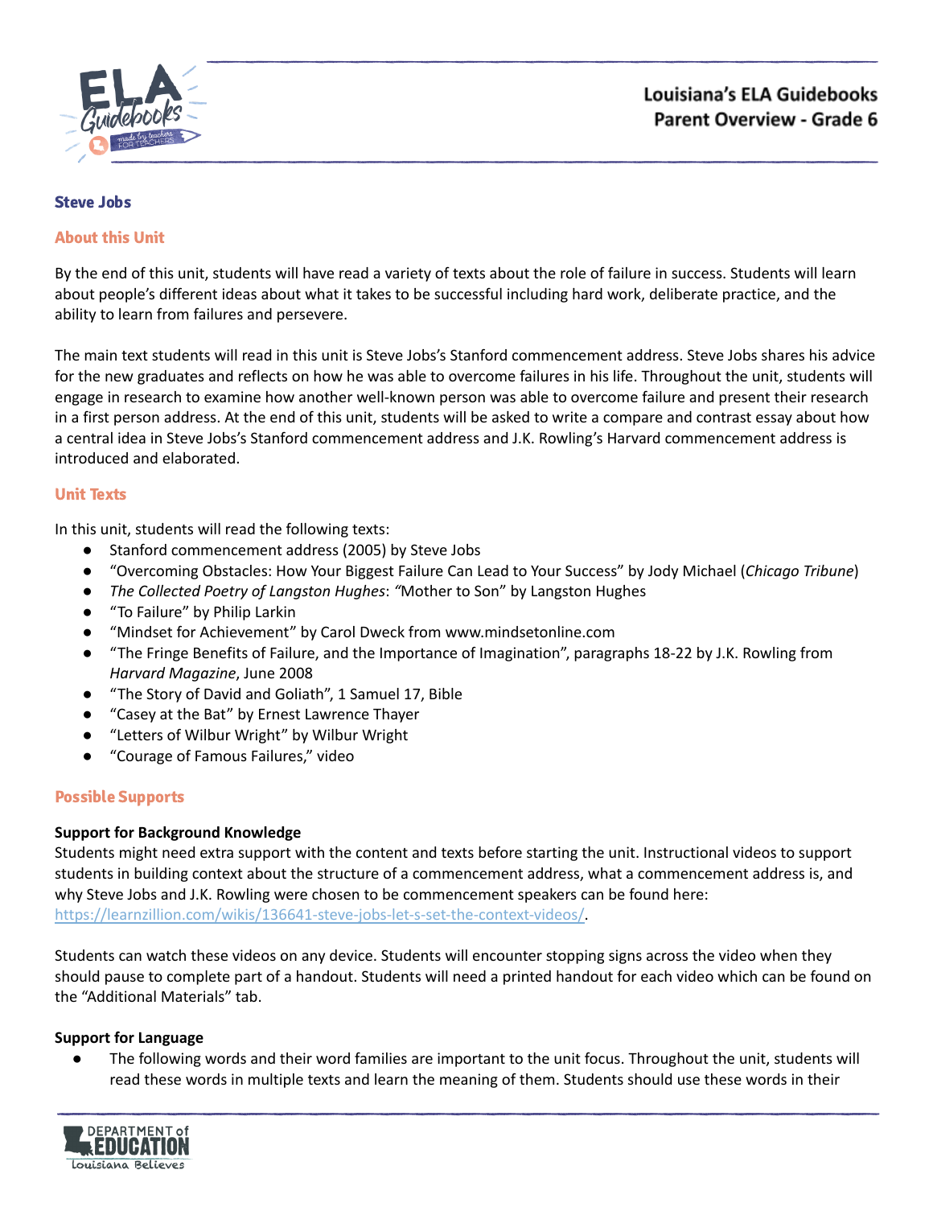## Steve Jobs

### About this Unit

By the end of this unit, students will have read a variety of texts about the role of failure in success. Students will learn about people's different ideas about what it takes to be successful including hard work, deliberate practice, and the ability to learn from failures and persevere.

The main text students will read in this unit is Steve Jobs's Stanford commencement address. Steve Jobs shares his advice for the new graduates and reflects on how he was able to overcome failures in his life. Throughout the unit, students will engage in research to examine how another well-known person was able to overcome failure and present their research in a first person address. At the end of this unit, students will be asked to write a compare and contrast essay about how a central idea in Steve Jobs's Stanford commencement address and J.K. Rowling's Harvard commencement address is introduced and elaborated.

### Unit Texts

In this unit, students will read the following texts:

- Stanford commencement address (2005) by Steve Jobs
- "Overcoming Obstacles: How Your Biggest Failure Can Lead to Your Success" by Jody Michael (*Chicago Tribune*)
- *The Collected Poetry of Langston Hughes*: "Mother to Son" by Langston Hughes
- "To Failure" by Philip Larkin
- "Mindset for Achievement" by Carol Dweck from www.mindsetonline.com
- "The Fringe Benefits of Failure, and the Importance of Imagination", paragraphs 18-22 by J.K. Rowling from *Harvard Magazine*, June 2008
- "The Story of David and Goliath", 1 Samuel 17, Bible
- "Casey at the Bat" by Ernest Lawrence Thayer
- "Letters of Wilbur Wright" by Wilbur Wright
- "Courage of Famous Failures," video

### Possible Supports

**Support for Background Knowledge**
Students might need extra support with the content and texts before starting the unit. Instructional videos to support students in building context about the structure of a commencement address, what a commencement address is, and why Steve Jobs and J.K. Rowling were chosen to be commencement speakers can be found here: https://learnzillion.com/wikis/136641-steve-jobs-let-s-set-the-context-videos/.

Students can watch these videos on any device. Students will encounter stopping signs across the video when they should pause to complete part of a handout. Students will need a printed handout for each video which can be found on the "Additional Materials" tab.

**Support for Language**

- The following words and their word families are important to the unit focus. Throughout the unit, students will read these words in multiple texts and learn the meaning of them. Students should use these words in their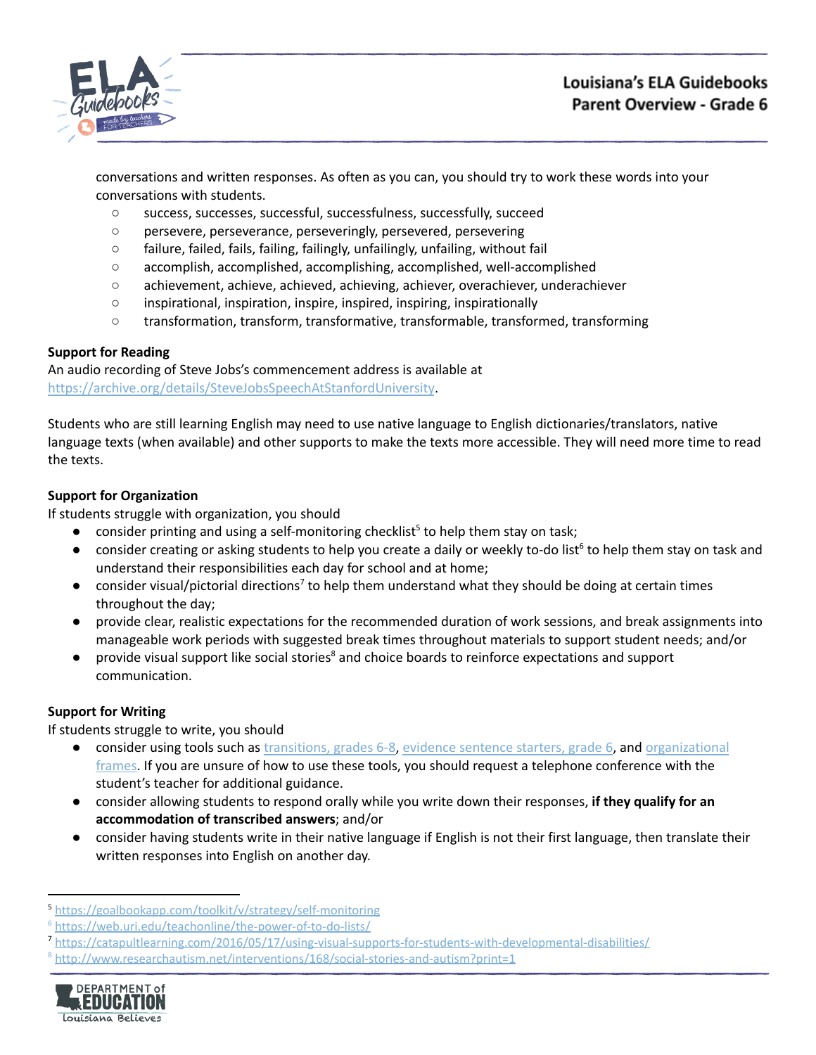conversations and written responses. As often as you can, you should try to work these words into your conversations with students.

- success, successes, successful, successfulness, successfully, succeed
- persevere, perseverance, perseveringly, persevered, persevering
- failure, failed, fails, failing, failingly, unfailingly, unfailing, without fail
- accomplish, accomplished, accomplishing, accomplished, well-accomplished
- achievement, achieve, achieved, achieving, achiever, overachiever, underachiever
- inspirational, inspiration, inspire, inspired, inspiring, inspirationally
- transformation, transform, transformative, transformable, transformed, transforming

**Support for Reading**

An audio recording of Steve Jobs's commencement address is available at https://archive.org/details/SteveJobsSpeechAtStanfordUniversity.

Students who are still learning English may need to use native language to English dictionaries/translators, native language texts (when available) and other supports to make the texts more accessible. They will need more time to read the texts.

**Support for Organization**

If students struggle with organization, you should

- consider printing and using a self-monitoring checklist[5] to help them stay on task;
- consider creating or asking students to help you create a daily or weekly to-do list[6] to help them stay on task and understand their responsibilities each day for school and at home;
- consider visual/pictorial directions[7] to help them understand what they should be doing at certain times throughout the day;
- provide clear, realistic expectations for the recommended duration of work sessions, and break assignments into manageable work periods with suggested break times throughout materials to support student needs; and/or
- provide visual support like social stories[8] and choice boards to reinforce expectations and support communication.

**Support for Writing**

If students struggle to write, you should

- consider using tools such as transitions, grades 6-8, evidence sentence starters, grade 6, and organizational frames. If you are unsure of how to use these tools, you should request a telephone conference with the student's teacher for additional guidance.
- consider allowing students to respond orally while you write down their responses, **if they qualify for an accommodation of transcribed answers**; and/or
- consider having students write in their native language if English is not their first language, then translate their written responses into English on another day.

---

[5] https://goalbookapp.com/toolkit/v/strategy/self-monitoring

[6] https://web.uri.edu/teachonline/the-power-of-to-do-lists/

[7] https://catapultlearning.com/2016/05/17/using-visual-supports-for-students-with-developmental-disabilities/

[8] http://www.researchautism.net/interventions/168/social-stories-and-autism?print=1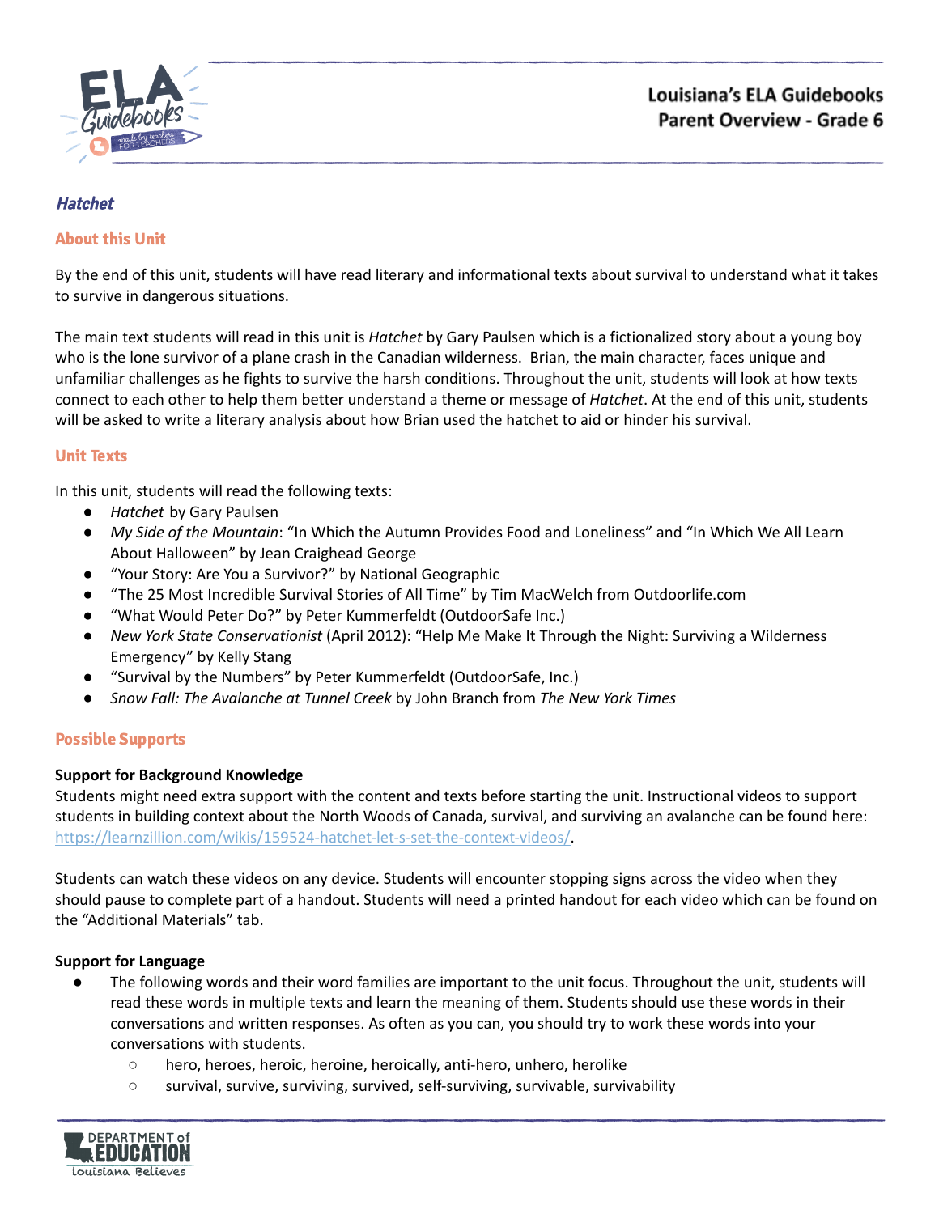## *Hatchet*

### About this Unit

By the end of this unit, students will have read literary and informational texts about survival to understand what it takes to survive in dangerous situations.

The main text students will read in this unit is *Hatchet* by Gary Paulsen which is a fictionalized story about a young boy who is the lone survivor of a plane crash in the Canadian wilderness. Brian, the main character, faces unique and unfamiliar challenges as he fights to survive the harsh conditions. Throughout the unit, students will look at how texts connect to each other to help them better understand a theme or message of *Hatchet*. At the end of this unit, students will be asked to write a literary analysis about how Brian used the hatchet to aid or hinder his survival.

### Unit Texts

In this unit, students will read the following texts:

- *Hatchet* by Gary Paulsen
- *My Side of the Mountain*: "In Which the Autumn Provides Food and Loneliness" and "In Which We All Learn About Halloween" by Jean Craighead George
- "Your Story: Are You a Survivor?" by National Geographic
- "The 25 Most Incredible Survival Stories of All Time" by Tim MacWelch from Outdoorlife.com
- "What Would Peter Do?" by Peter Kummerfeldt (OutdoorSafe Inc.)
- *New York State Conservationist* (April 2012): "Help Me Make It Through the Night: Surviving a Wilderness Emergency" by Kelly Stang
- "Survival by the Numbers" by Peter Kummerfeldt (OutdoorSafe, Inc.)
- *Snow Fall: The Avalanche at Tunnel Creek* by John Branch from *The New York Times*

### Possible Supports

**Support for Background Knowledge**

Students might need extra support with the content and texts before starting the unit. Instructional videos to support students in building context about the North Woods of Canada, survival, and surviving an avalanche can be found here: https://learnzillion.com/wikis/159524-hatchet-let-s-set-the-context-videos/.

Students can watch these videos on any device. Students will encounter stopping signs across the video when they should pause to complete part of a handout. Students will need a printed handout for each video which can be found on the "Additional Materials" tab.

**Support for Language**

- The following words and their word families are important to the unit focus. Throughout the unit, students will read these words in multiple texts and learn the meaning of them. Students should use these words in their conversations and written responses. As often as you can, you should try to work these words into your conversations with students.
  - hero, heroes, heroic, heroine, heroically, anti-hero, unhero, herolike
  - survival, survive, surviving, survived, self-surviving, survivable, survivability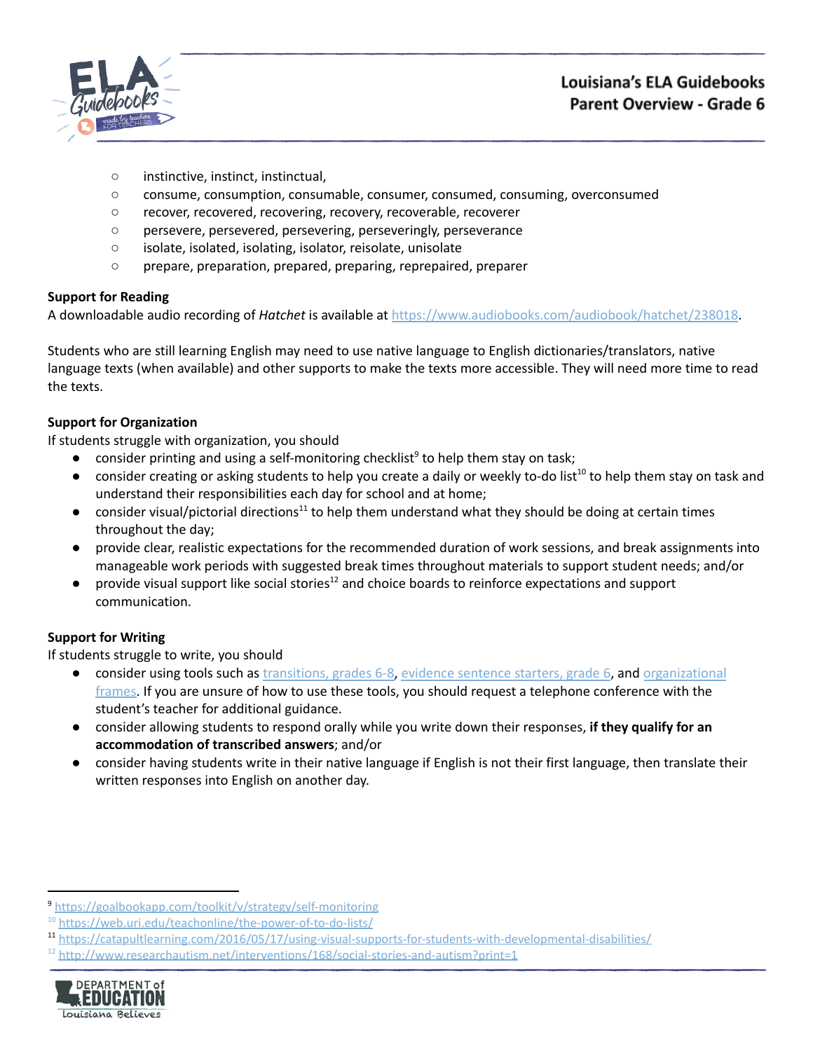- instinctive, instinct, instinctual,
- consume, consumption, consumable, consumer, consumed, consuming, overconsumed
- recover, recovered, recovering, recovery, recoverable, recoverer
- persevere, persevered, persevering, perseveringly, perseverance
- isolate, isolated, isolating, isolator, reisolate, unisolate
- prepare, preparation, prepared, preparing, reprepaired, preparer

**Support for Reading**

A downloadable audio recording of *Hatchet* is available at https://www.audiobooks.com/audiobook/hatchet/238018.

Students who are still learning English may need to use native language to English dictionaries/translators, native language texts (when available) and other supports to make the texts more accessible. They will need more time to read the texts.

**Support for Organization**

If students struggle with organization, you should

- consider printing and using a self-monitoring checklist[9] to help them stay on task;
- consider creating or asking students to help you create a daily or weekly to-do list[10] to help them stay on task and understand their responsibilities each day for school and at home;
- consider visual/pictorial directions[11] to help them understand what they should be doing at certain times throughout the day;
- provide clear, realistic expectations for the recommended duration of work sessions, and break assignments into manageable work periods with suggested break times throughout materials to support student needs; and/or
- provide visual support like social stories[12] and choice boards to reinforce expectations and support communication.

**Support for Writing**

If students struggle to write, you should

- consider using tools such as transitions, grades 6-8, evidence sentence starters, grade 6, and organizational frames. If you are unsure of how to use these tools, you should request a telephone conference with the student's teacher for additional guidance.
- consider allowing students to respond orally while you write down their responses, **if they qualify for an accommodation of transcribed answers**; and/or
- consider having students write in their native language if English is not their first language, then translate their written responses into English on another day.

---

[9] https://goalbookapp.com/toolkit/v/strategy/self-monitoring
[10] https://web.uri.edu/teachonline/the-power-of-to-do-lists/
[11] https://catapultlearning.com/2016/05/17/using-visual-supports-for-students-with-developmental-disabilities/
[12] http://www.researchautism.net/interventions/168/social-stories-and-autism?print=1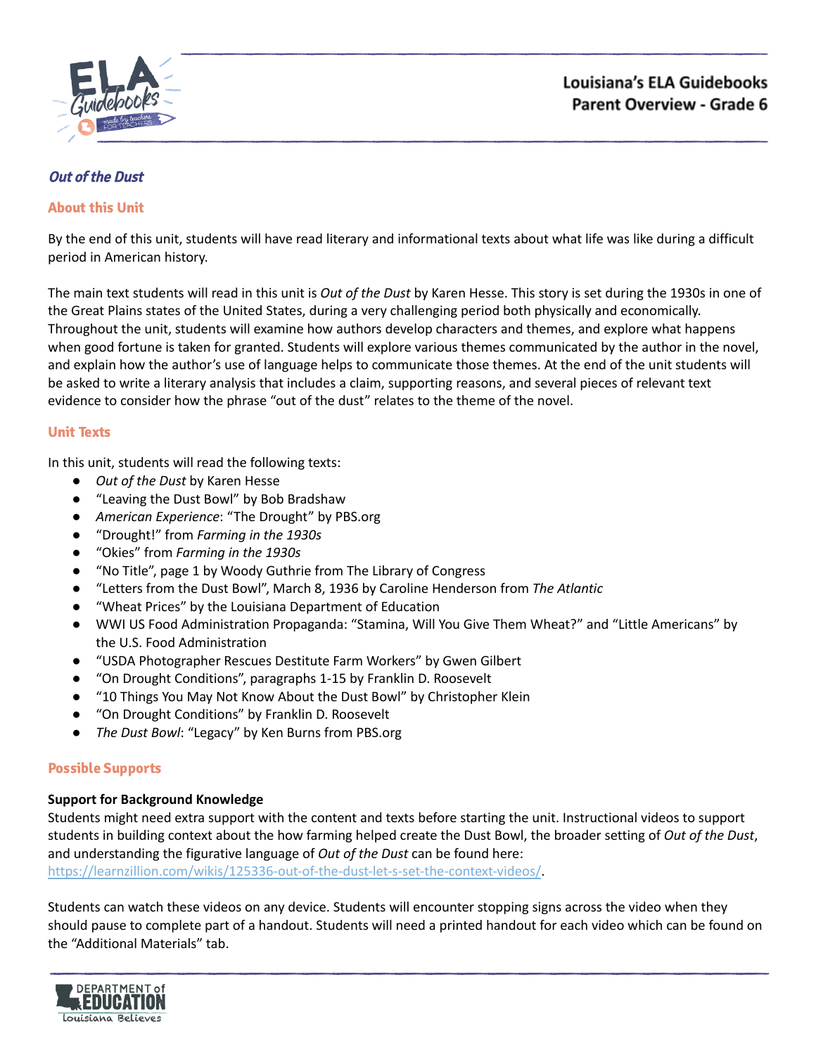## *Out of the Dust*

### About this Unit

By the end of this unit, students will have read literary and informational texts about what life was like during a difficult period in American history.

The main text students will read in this unit is *Out of the Dust* by Karen Hesse. This story is set during the 1930s in one of the Great Plains states of the United States, during a very challenging period both physically and economically. Throughout the unit, students will examine how authors develop characters and themes, and explore what happens when good fortune is taken for granted. Students will explore various themes communicated by the author in the novel, and explain how the author's use of language helps to communicate those themes. At the end of the unit students will be asked to write a literary analysis that includes a claim, supporting reasons, and several pieces of relevant text evidence to consider how the phrase "out of the dust" relates to the theme of the novel.

### Unit Texts

In this unit, students will read the following texts:

- *Out of the Dust* by Karen Hesse
- "Leaving the Dust Bowl" by Bob Bradshaw
- *American Experience*: "The Drought" by PBS.org
- "Drought!" from *Farming in the 1930s*
- "Okies" from *Farming in the 1930s*
- "No Title", page 1 by Woody Guthrie from The Library of Congress
- "Letters from the Dust Bowl", March 8, 1936 by Caroline Henderson from *The Atlantic*
- "Wheat Prices" by the Louisiana Department of Education
- WWI US Food Administration Propaganda: "Stamina, Will You Give Them Wheat?" and "Little Americans" by the U.S. Food Administration
- "USDA Photographer Rescues Destitute Farm Workers" by Gwen Gilbert
- "On Drought Conditions", paragraphs 1-15 by Franklin D. Roosevelt
- "10 Things You May Not Know About the Dust Bowl" by Christopher Klein
- "On Drought Conditions" by Franklin D. Roosevelt
- *The Dust Bowl*: "Legacy" by Ken Burns from PBS.org

### Possible Supports

**Support for Background Knowledge**

Students might need extra support with the content and texts before starting the unit. Instructional videos to support students in building context about the how farming helped create the Dust Bowl, the broader setting of *Out of the Dust*, and understanding the figurative language of *Out of the Dust* can be found here: https://learnzillion.com/wikis/125336-out-of-the-dust-let-s-set-the-context-videos/.

Students can watch these videos on any device. Students will encounter stopping signs across the video when they should pause to complete part of a handout. Students will need a printed handout for each video which can be found on the "Additional Materials" tab.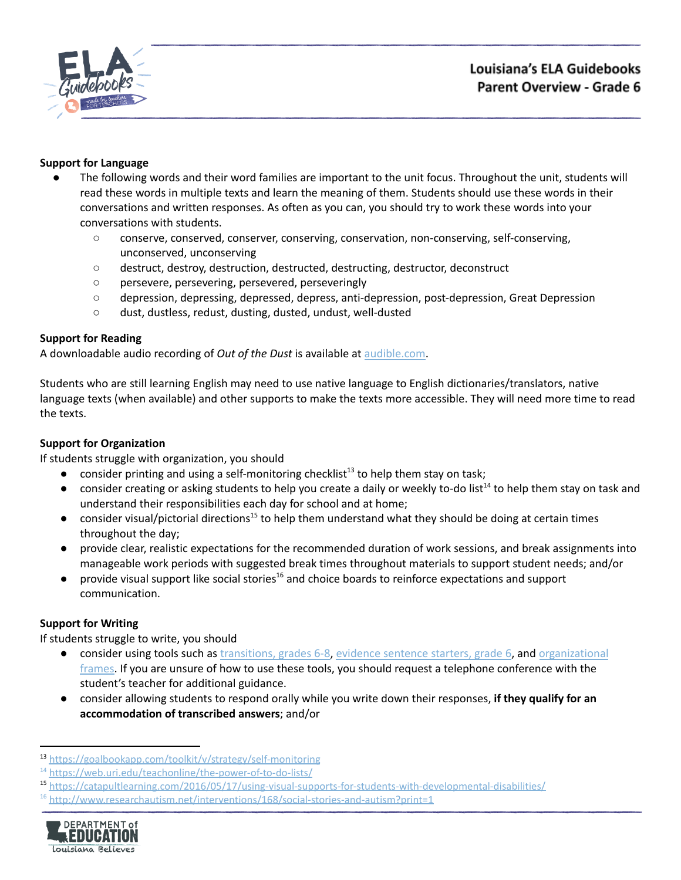**Support for Language**

- The following words and their word families are important to the unit focus. Throughout the unit, students will read these words in multiple texts and learn the meaning of them. Students should use these words in their conversations and written responses. As often as you can, you should try to work these words into your conversations with students.
    - conserve, conserved, conserver, conserving, conservation, non-conserving, self-conserving, unconserved, unconserving
    - destruct, destroy, destruction, destructed, destructing, destructor, deconstruct
    - persevere, persevering, persevered, perseveringly
    - depression, depressing, depressed, depress, anti-depression, post-depression, Great Depression
    - dust, dustless, redust, dusting, dusted, undust, well-dusted

**Support for Reading**

A downloadable audio recording of *Out of the Dust* is available at audible.com.

Students who are still learning English may need to use native language to English dictionaries/translators, native language texts (when available) and other supports to make the texts more accessible. They will need more time to read the texts.

**Support for Organization**

If students struggle with organization, you should

- consider printing and using a self-monitoring checklist[13] to help them stay on task;
- consider creating or asking students to help you create a daily or weekly to-do list[14] to help them stay on task and understand their responsibilities each day for school and at home;
- consider visual/pictorial directions[15] to help them understand what they should be doing at certain times throughout the day;
- provide clear, realistic expectations for the recommended duration of work sessions, and break assignments into manageable work periods with suggested break times throughout materials to support student needs; and/or
- provide visual support like social stories[16] and choice boards to reinforce expectations and support communication.

**Support for Writing**

If students struggle to write, you should

- consider using tools such as transitions, grades 6-8, evidence sentence starters, grade 6, and organizational frames. If you are unsure of how to use these tools, you should request a telephone conference with the student's teacher for additional guidance.
- consider allowing students to respond orally while you write down their responses, **if they qualify for an accommodation of transcribed answers**; and/or

---

[13] https://goalbookapp.com/toolkit/v/strategy/self-monitoring

[14] https://web.uri.edu/teachonline/the-power-of-to-do-lists/

[15] https://catapultlearning.com/2016/05/17/using-visual-supports-for-students-with-developmental-disabilities/

[16] http://www.researchautism.net/interventions/168/social-stories-and-autism?print=1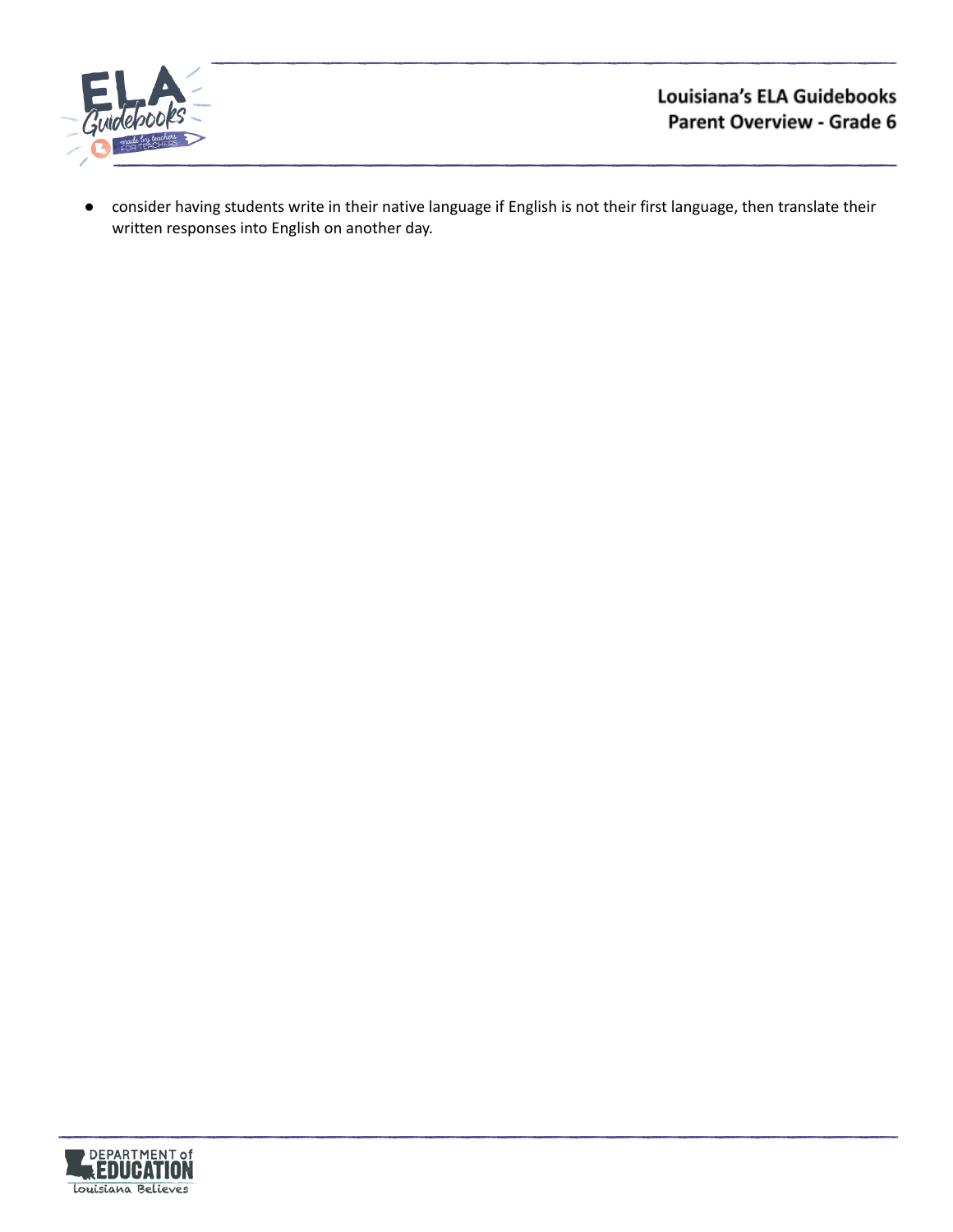- consider having students write in their native language if English is not their first language, then translate their written responses into English on another day.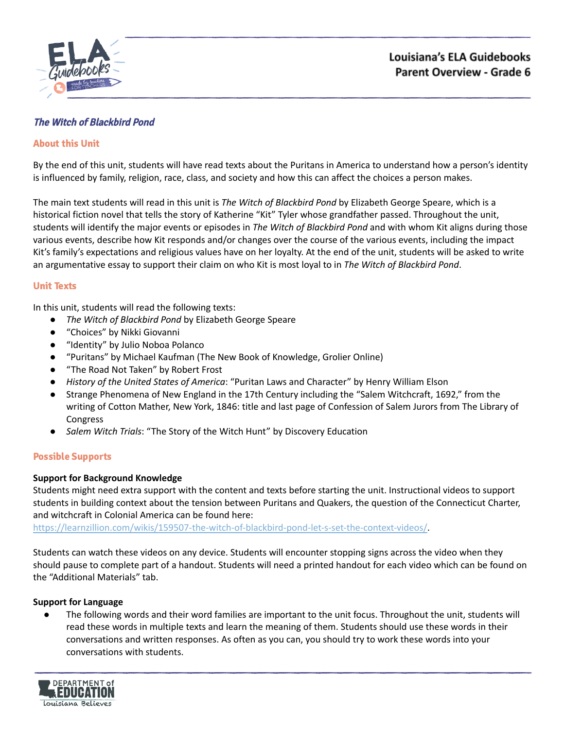## The Witch of Blackbird Pond

### About this Unit

By the end of this unit, students will have read texts about the Puritans in America to understand how a person's identity is influenced by family, religion, race, class, and society and how this can affect the choices a person makes.

The main text students will read in this unit is *The Witch of Blackbird Pond* by Elizabeth George Speare, which is a historical fiction novel that tells the story of Katherine "Kit" Tyler whose grandfather passed. Throughout the unit, students will identify the major events or episodes in *The Witch of Blackbird Pond* and with whom Kit aligns during those various events, describe how Kit responds and/or changes over the course of the various events, including the impact Kit's family's expectations and religious values have on her loyalty. At the end of the unit, students will be asked to write an argumentative essay to support their claim on who Kit is most loyal to in *The Witch of Blackbird Pond*.

### Unit Texts

In this unit, students will read the following texts:

- *The Witch of Blackbird Pond* by Elizabeth George Speare
- "Choices" by Nikki Giovanni
- "Identity" by Julio Noboa Polanco
- "Puritans" by Michael Kaufman (The New Book of Knowledge, Grolier Online)
- "The Road Not Taken" by Robert Frost
- *History of the United States of America*: "Puritan Laws and Character" by Henry William Elson
- Strange Phenomena of New England in the 17th Century including the "Salem Witchcraft, 1692," from the writing of Cotton Mather, New York, 1846: title and last page of Confession of Salem Jurors from The Library of Congress
- *Salem Witch Trials*: "The Story of the Witch Hunt" by Discovery Education

### Possible Supports

**Support for Background Knowledge**

Students might need extra support with the content and texts before starting the unit. Instructional videos to support students in building context about the tension between Puritans and Quakers, the question of the Connecticut Charter, and witchcraft in Colonial America can be found here: https://learnzillion.com/wikis/159507-the-witch-of-blackbird-pond-let-s-set-the-context-videos/.

Students can watch these videos on any device. Students will encounter stopping signs across the video when they should pause to complete part of a handout. Students will need a printed handout for each video which can be found on the "Additional Materials" tab.

**Support for Language**

- The following words and their word families are important to the unit focus. Throughout the unit, students will read these words in multiple texts and learn the meaning of them. Students should use these words in their conversations and written responses. As often as you can, you should try to work these words into your conversations with students.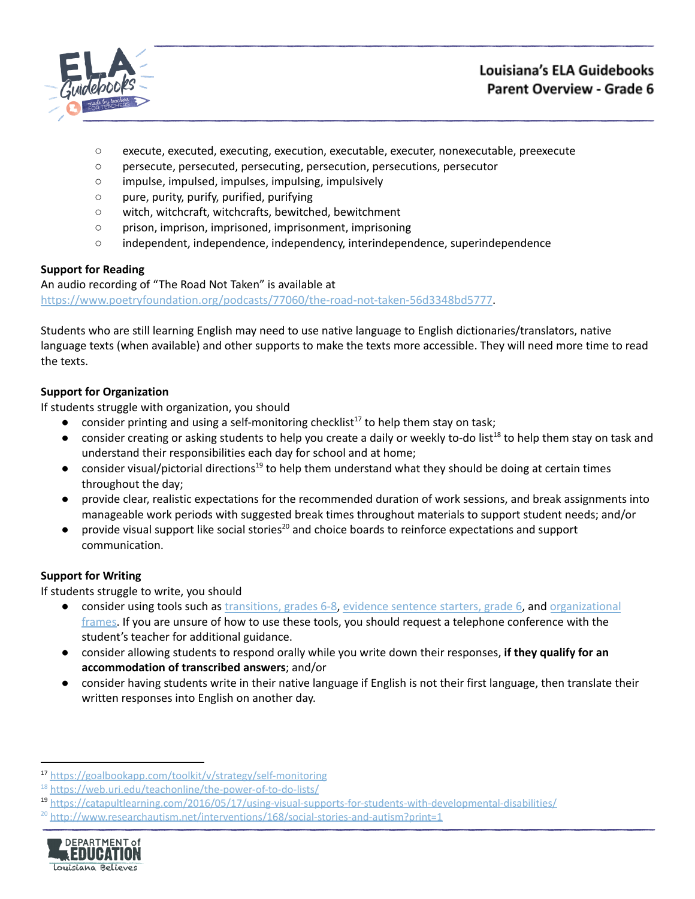- execute, executed, executing, execution, executable, executer, nonexecutable, preexecute
- persecute, persecuted, persecuting, persecution, persecutions, persecutor
- impulse, impulsed, impulses, impulsing, impulsively
- pure, purity, purify, purified, purifying
- witch, witchcraft, witchcrafts, bewitched, bewitchment
- prison, imprison, imprisoned, imprisonment, imprisoning
- independent, independence, independency, interindependence, superindependence

**Support for Reading**

An audio recording of "The Road Not Taken" is available at https://www.poetryfoundation.org/podcasts/77060/the-road-not-taken-56d3348bd5777.

Students who are still learning English may need to use native language to English dictionaries/translators, native language texts (when available) and other supports to make the texts more accessible. They will need more time to read the texts.

**Support for Organization**

If students struggle with organization, you should

- consider printing and using a self-monitoring checklist[17] to help them stay on task;
- consider creating or asking students to help you create a daily or weekly to-do list[18] to help them stay on task and understand their responsibilities each day for school and at home;
- consider visual/pictorial directions[19] to help them understand what they should be doing at certain times throughout the day;
- provide clear, realistic expectations for the recommended duration of work sessions, and break assignments into manageable work periods with suggested break times throughout materials to support student needs; and/or
- provide visual support like social stories[20] and choice boards to reinforce expectations and support communication.

**Support for Writing**

If students struggle to write, you should

- consider using tools such as transitions, grades 6-8, evidence sentence starters, grade 6, and organizational frames. If you are unsure of how to use these tools, you should request a telephone conference with the student's teacher for additional guidance.
- consider allowing students to respond orally while you write down their responses, **if they qualify for an accommodation of transcribed answers**; and/or
- consider having students write in their native language if English is not their first language, then translate their written responses into English on another day.

[17] https://goalbookapp.com/toolkit/v/strategy/self-monitoring
[18] https://web.uri.edu/teachonline/the-power-of-to-do-lists/
[19] https://catapultlearning.com/2016/05/17/using-visual-supports-for-students-with-developmental-disabilities/
[20] http://www.researchautism.net/interventions/168/social-stories-and-autism?print=1